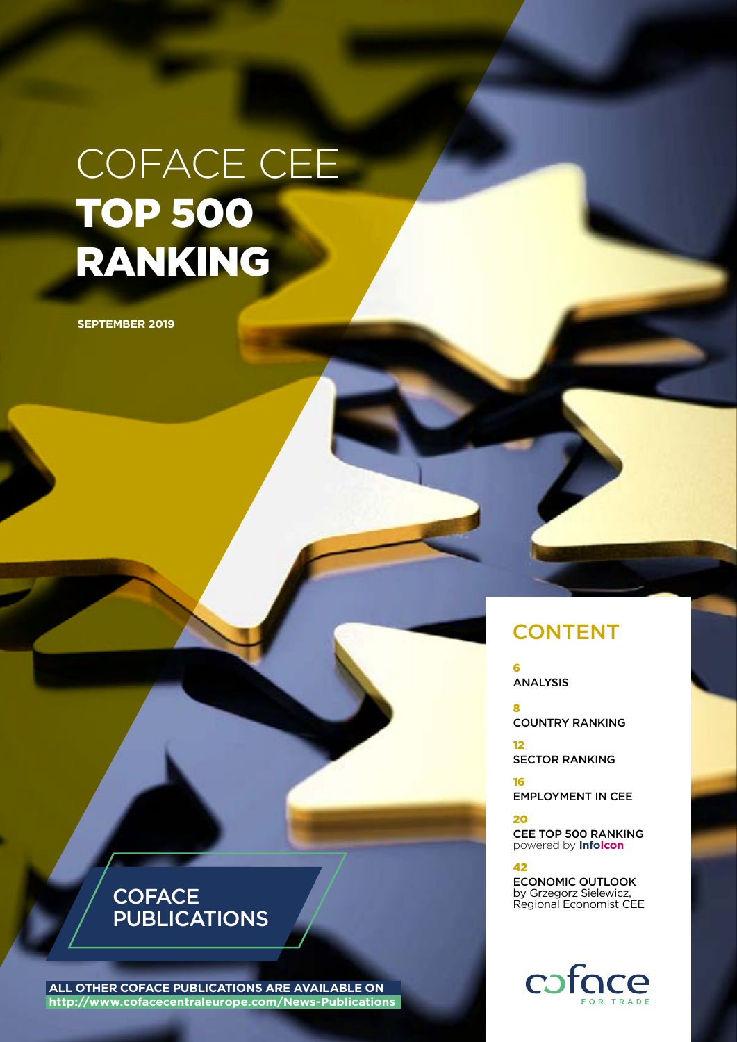# COFACE CEE TOP 500 RANKING

**SEPTEMBER 2019**

## CONTENT

6
ANALYSIS

8
COUNTRY RANKING

12
SECTOR RANKING

16
EMPLOYMENT IN CEE

20
CEE TOP 500 RANKING
powered by **InfoIcon**

42
ECONOMIC OUTLOOK
by Grzegorz Sielewicz,
Regional Economist CEE

**COFACE PUBLICATIONS**

**ALL OTHER COFACE PUBLICATIONS ARE AVAILABLE ON**
**http://www.cofacecentraleurope.com/News-Publications**

coface FOR TRADE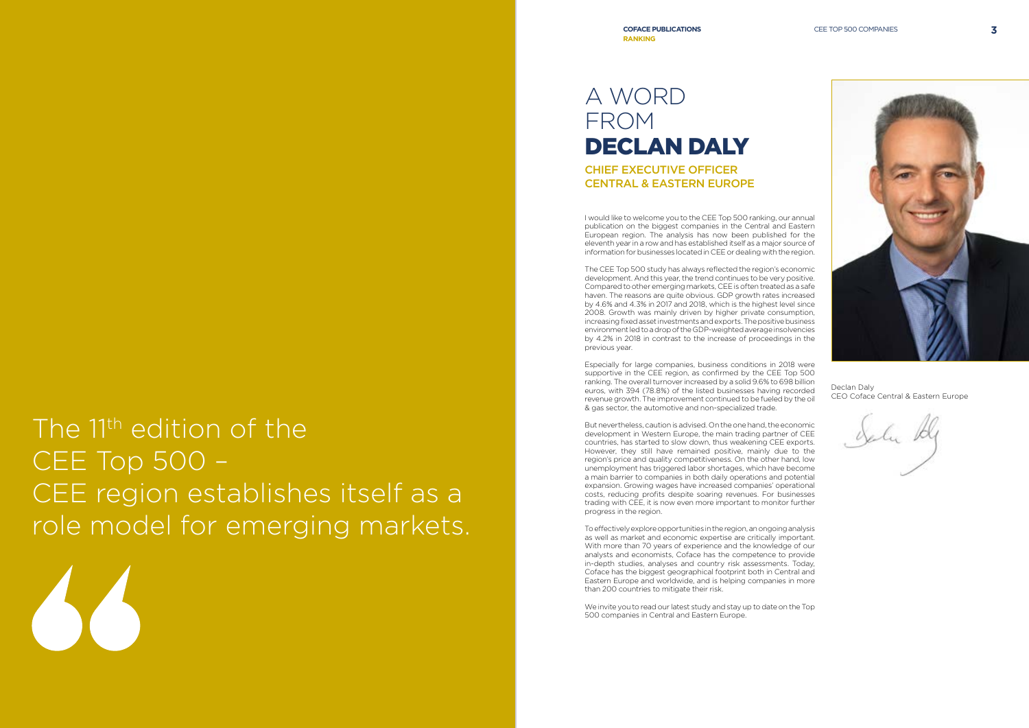The 11th edition of the CEE Top 500 – CEE region establishes itself as a role model for emerging markets.

# A WORD FROM DECLAN DALY

## CHIEF EXECUTIVE OFFICER CENTRAL & EASTERN EUROPE

I would like to welcome you to the CEE Top 500 ranking, our annual publication on the biggest companies in the Central and Eastern European region. The analysis has now been published for the eleventh year in a row and has established itself as a major source of information for businesses located in CEE or dealing with the region.

The CEE Top 500 study has always reflected the region's economic development. And this year, the trend continues to be very positive. Compared to other emerging markets, CEE is often treated as a safe haven. The reasons are quite obvious. GDP growth rates increased by 4.6% and 4.3% in 2017 and 2018, which is the highest level since 2008. Growth was mainly driven by higher private consumption, increasing fixed asset investments and exports. The positive business environment led to a drop of the GDP-weighted average insolvencies by 4.2% in 2018 in contrast to the increase of proceedings in the previous year.

Especially for large companies, business conditions in 2018 were supportive in the CEE region, as confirmed by the CEE Top 500 ranking. The overall turnover increased by a solid 9.6% to 698 billion euros, with 394 (78.8%) of the listed businesses having recorded revenue growth. The improvement continued to be fueled by the oil & gas sector, the automotive and non-specialized trade.

But nevertheless, caution is advised. On the one hand, the economic development in Western Europe, the main trading partner of CEE countries, has started to slow down, thus weakening CEE exports. However, they still have remained positive, mainly due to the region's price and quality competitiveness. On the other hand, low unemployment has triggered labor shortages, which have become a main barrier to companies in both daily operations and potential expansion. Growing wages have increased companies' operational costs, reducing profits despite soaring revenues. For businesses trading with CEE, it is now even more important to monitor further progress in the region.

To effectively explore opportunities in the region, an ongoing analysis as well as market and economic expertise are critically important. With more than 70 years of experience and the knowledge of our analysts and economists, Coface has the competence to provide in-depth studies, analyses and country risk assessments. Today, Coface has the biggest geographical footprint both in Central and Eastern Europe and worldwide, and is helping companies in more than 200 countries to mitigate their risk.

We invite you to read our latest study and stay up to date on the Top 500 companies in Central and Eastern Europe.

Declan Daly
CEO Coface Central & Eastern Europe